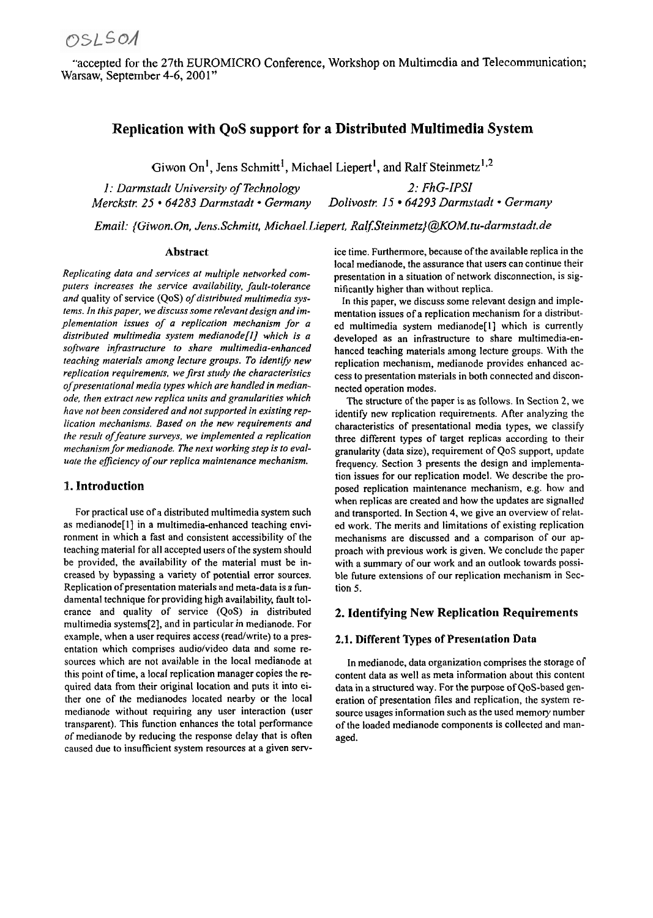OSLS01

"accepted for the 27th EUROMICRO Conference, Workshop on Multimedia and Telecommunication; Warsaw, September 4-6, 2001"

# Replication with QoS support for a Distributed Multimedia System

Giwon On[1], Jens Schmitt[1], Michael Liepert[1], and Ralf Steinmetz[1,2]

*1: Darmstadt University of Technology*
*Merckstr. 25 • 64283 Darmstadt • Germany*

*2: FhG-IPSI*
*Dolivostr. 15 • 64293 Darmstadt • Germany*

*Email: {Giwon.On, Jens.Schmitt, Michael.Liepert, Ralf.Steinmetz}@KOM.tu-darmstadt.de*

## Abstract

*Replicating data and services at multiple networked computers increases the service availability, fault-tolerance and quality of service (QoS) of distributed multimedia systems. In this paper, we discuss some relevant design and implementation issues of a replication mechanism for a distributed multimedia system medianode[1] which is a software infrastructure to share multimedia-enhanced teaching materials among lecture groups. To identify new replication requirements, we first study the characteristics of presentational media types which are handled in medianode, then extract new replica units and granularities which have not been considered and not supported in existing replication mechanisms. Based on the new requirements and the result of feature surveys, we implemented a replication mechanism for medianode. The next working step is to evaluate the efficiency of our replica maintenance mechanism.*

## 1. Introduction

For practical use of a distributed multimedia system such as medianode[1] in a multimedia-enhanced teaching environment in which a fast and consistent accessibility of the teaching material for all accepted users of the system should be provided, the availability of the material must be increased by bypassing a variety of potential error sources. Replication of presentation materials and meta-data is a fundamental technique for providing high availability, fault tolerance and quality of service (QoS) in distributed multimedia systems[2], and in particular in medianode. For example, when a user requires access (read/write) to a presentation which comprises audio/video data and some resources which are not available in the local medianode at this point of time, a local replication manager copies the required data from their original location and puts it into either one of the medianodes located nearby or the local medianode without requiring any user interaction (user transparent). This function enhances the total performance of medianode by reducing the response delay that is often caused due to insufficient system resources at a given service time. Furthermore, because of the available replica in the local medianode, the assurance that users can continue their presentation in a situation of network disconnection, is significantly higher than without replica.

In this paper, we discuss some relevant design and implementation issues of a replication mechanism for a distributed multimedia system medianode[1] which is currently developed as an infrastructure to share multimedia-enhanced teaching materials among lecture groups. With the replication mechanism, medianode provides enhanced access to presentation materials in both connected and disconnected operation modes.

The structure of the paper is as follows. In Section 2, we identify new replication requirements. After analyzing the characteristics of presentational media types, we classify three different types of target replicas according to their granularity (data size), requirement of QoS support, update frequency. Section 3 presents the design and implementation issues for our replication model. We describe the proposed replication maintenance mechanism, e.g. how and when replicas are created and how the updates are signalled and transported. In Section 4, we give an overview of related work. The merits and limitations of existing replication mechanisms are discussed and a comparison of our approach with previous work is given. We conclude the paper with a summary of our work and an outlook towards possible future extensions of our replication mechanism in Section 5.

## 2. Identifying New Replication Requirements

### 2.1. Different Types of Presentation Data

In medianode, data organization comprises the storage of content data as well as meta information about this content data in a structured way. For the purpose of QoS-based generation of presentation files and replication, the system resource usages information such as the used memory number of the loaded medianode components is collected and managed.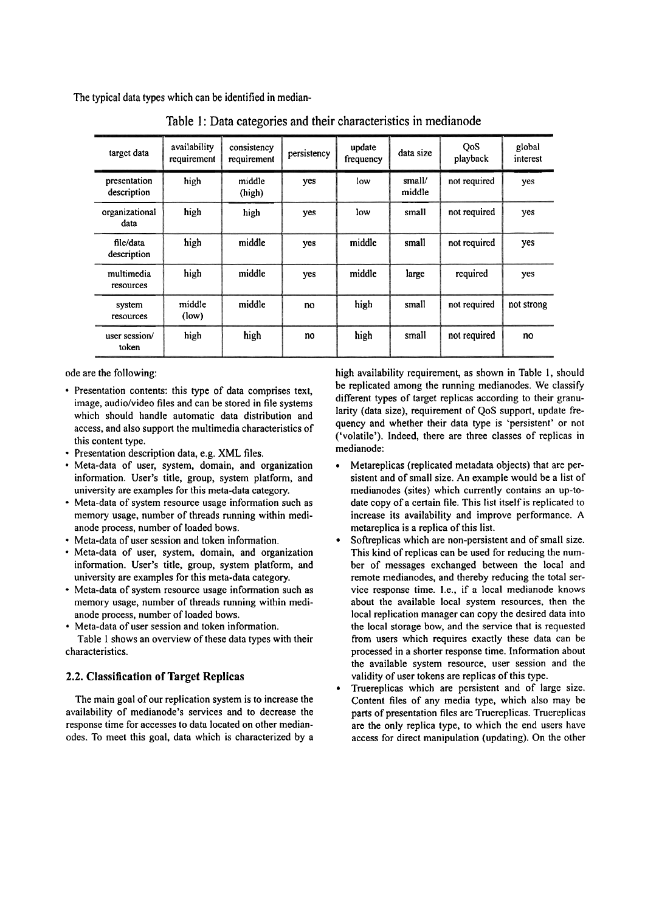The typical data types which can be identified in medianode are the following:

Table 1: Data categories and their characteristics in medianode

| target data | availability requirement | consistency requirement | persistency | update frequency | data size | QoS playback | global interest |
|---|---|---|---|---|---|---|---|
| presentation description | high | middle (high) | yes | low | small/ middle | not required | yes |
| organizational data | high | high | yes | low | small | not required | yes |
| file/data description | high | middle | yes | middle | small | not required | yes |
| multimedia resources | high | middle | yes | middle | large | required | yes |
| system resources | middle (low) | middle | no | high | small | not required | not strong |
| user session/ token | high | high | no | high | small | not required | no |

- Presentation contents: this type of data comprises text, image, audio/video files and can be stored in file systems which should handle automatic data distribution and access, and also support the multimedia characteristics of this content type.
- Presentation description data, e.g. XML files.
- Meta-data of user, system, domain, and organization information. User's title, group, system platform, and university are examples for this meta-data category.
- Meta-data of system resource usage information such as memory usage, number of threads running within medianode process, number of loaded bows.
- Meta-data of user session and token information.
- Meta-data of user, system, domain, and organization information. User's title, group, system platform, and university are examples for this meta-data category.
- Meta-data of system resource usage information such as memory usage, number of threads running within medianode process, number of loaded bows.
- Meta-data of user session and token information.

Table 1 shows an overview of these data types with their characteristics.

## 2.2. Classification of Target Replicas

The main goal of our replication system is to increase the availability of medianode's services and to decrease the response time for accesses to data located on other medianodes. To meet this goal, data which is characterized by a high availability requirement, as shown in Table 1, should be replicated among the running medianodes. We classify different types of target replicas according to their granularity (data size), requirement of QoS support, update frequency and whether their data type is 'persistent' or not ('volatile'). Indeed, there are three classes of replicas in medianode:

- Metareplicas (replicated metadata objects) that are persistent and of small size. An example would be a list of medianodes (sites) which currently contains an up-to-date copy of a certain file. This list itself is replicated to increase its availability and improve performance. A metareplica is a replica of this list.
- Softreplicas which are non-persistent and of small size. This kind of replicas can be used for reducing the number of messages exchanged between the local and remote medianodes, and thereby reducing the total service response time. I.e., if a local medianode knows about the available local system resources, then the local replication manager can copy the desired data into the local storage bow, and the service that is requested from users which requires exactly these data can be processed in a shorter response time. Information about the available system resource, user session and the validity of user tokens are replicas of this type.
- Truereplicas which are persistent and of large size. Content files of any media type, which also may be parts of presentation files are Truereplicas. Truereplicas are the only replica type, to which the end users have access for direct manipulation (updating). On the other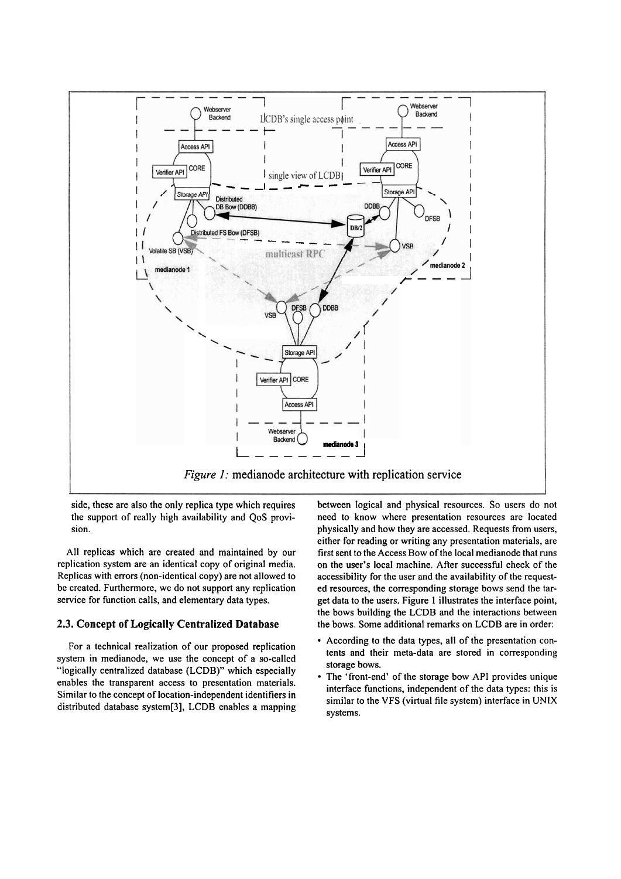*Figure 1:* medianode architecture with replication service

side, these are also the only replica type which requires the support of really high availability and QoS provision.

All replicas which are created and maintained by our replication system are an identical copy of original media. Replicas with errors (non-identical copy) are not allowed to be created. Furthermore, we do not support any replication service for function calls, and elementary data types.

### 2.3. Concept of Logically Centralized Database

For a technical realization of our proposed replication system in medianode, we use the concept of a so-called "logically centralized database (LCDB)" which especially enables the transparent access to presentation materials. Similar to the concept of location-independent identifiers in distributed database system[3], LCDB enables a mapping between logical and physical resources. So users do not need to know where presentation resources are located physically and how they are accessed. Requests from users, either for reading or writing any presentation materials, are first sent to the Access Bow of the local medianode that runs on the user's local machine. After successful check of the accessibility for the user and the availability of the requested resources, the corresponding storage bows send the target data to the users. Figure 1 illustrates the interface point, the bows building the LCDB and the interactions between the bows. Some additional remarks on LCDB are in order:

- According to the data types, all of the presentation contents and their meta-data are stored in corresponding storage bows.
- The 'front-end' of the storage bow API provides unique interface functions, independent of the data types: this is similar to the VFS (virtual file system) interface in UNIX systems.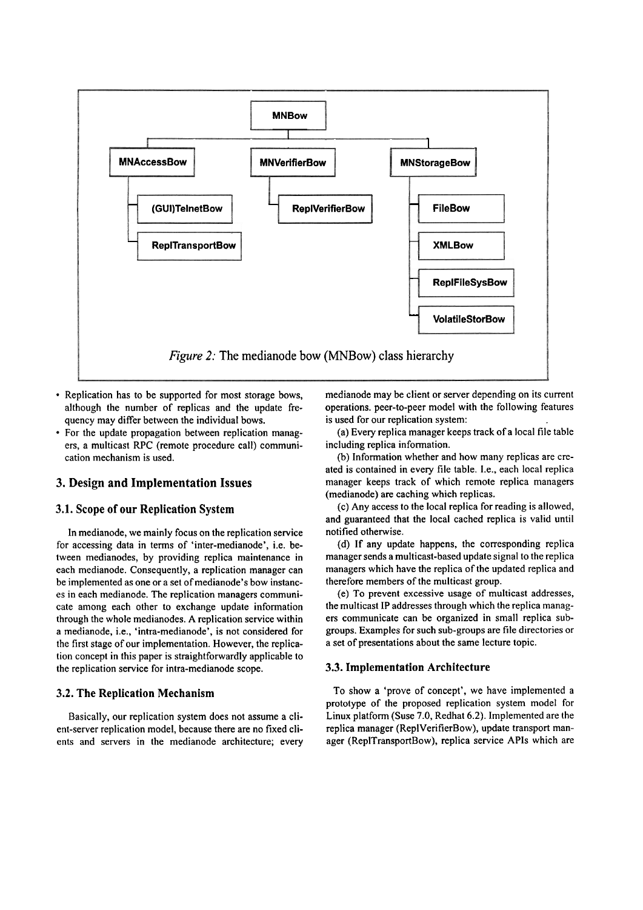- **MNBow**
  - **MNAccessBow**
    - **(GUI)TelnetBow**
    - **ReplTransportBow**
  - **MNVerifierBow**
    - **ReplVerifierBow**
  - **MNStorageBow**
    - **FileBow**
    - **XMLBow**
    - **ReplFileSysBow**
    - **VolatileStorBow**

*Figure 2:* The medianode bow (MNBow) class hierarchy

- Replication has to be supported for most storage bows, although the number of replicas and the update frequency may differ between the individual bows.
- For the update propagation between replication managers, a multicast RPC (remote procedure call) communication mechanism is used.

## 3. Design and Implementation Issues

### 3.1. Scope of our Replication System

In medianode, we mainly focus on the replication service for accessing data in terms of 'inter-medianode', i.e. between medianodes, by providing replica maintenance in each medianode. Consequently, a replication manager can be implemented as one or a set of medianode's bow instances in each medianode. The replication managers communicate among each other to exchange update information through the whole medianodes. A replication service within a medianode, i.e., 'intra-medianode', is not considered for the first stage of our implementation. However, the replication concept in this paper is straightforwardly applicable to the replication service for intra-medianode scope.

### 3.2. The Replication Mechanism

Basically, our replication system does not assume a client-server replication model, because there are no fixed clients and servers in the medianode architecture; every medianode may be client or server depending on its current operations. peer-to-peer model with the following features is used for our replication system:

(a) Every replica manager keeps track of a local file table including replica information.

(b) Information whether and how many replicas are created is contained in every file table. I.e., each local replica manager keeps track of which remote replica managers (medianode) are caching which replicas.

(c) Any access to the local replica for reading is allowed, and guaranteed that the local cached replica is valid until notified otherwise.

(d) If any update happens, the corresponding replica manager sends a multicast-based update signal to the replica managers which have the replica of the updated replica and therefore members of the multicast group.

(e) To prevent excessive usage of multicast addresses, the multicast IP addresses through which the replica managers communicate can be organized in small replica subgroups. Examples for such sub-groups are file directories or a set of presentations about the same lecture topic.

### 3.3. Implementation Architecture

To show a 'prove of concept', we have implemented a prototype of the proposed replication system model for Linux platform (Suse 7.0, Redhat 6.2). Implemented are the replica manager (ReplVerifierBow), update transport manager (ReplTransportBow), replica service APIs which are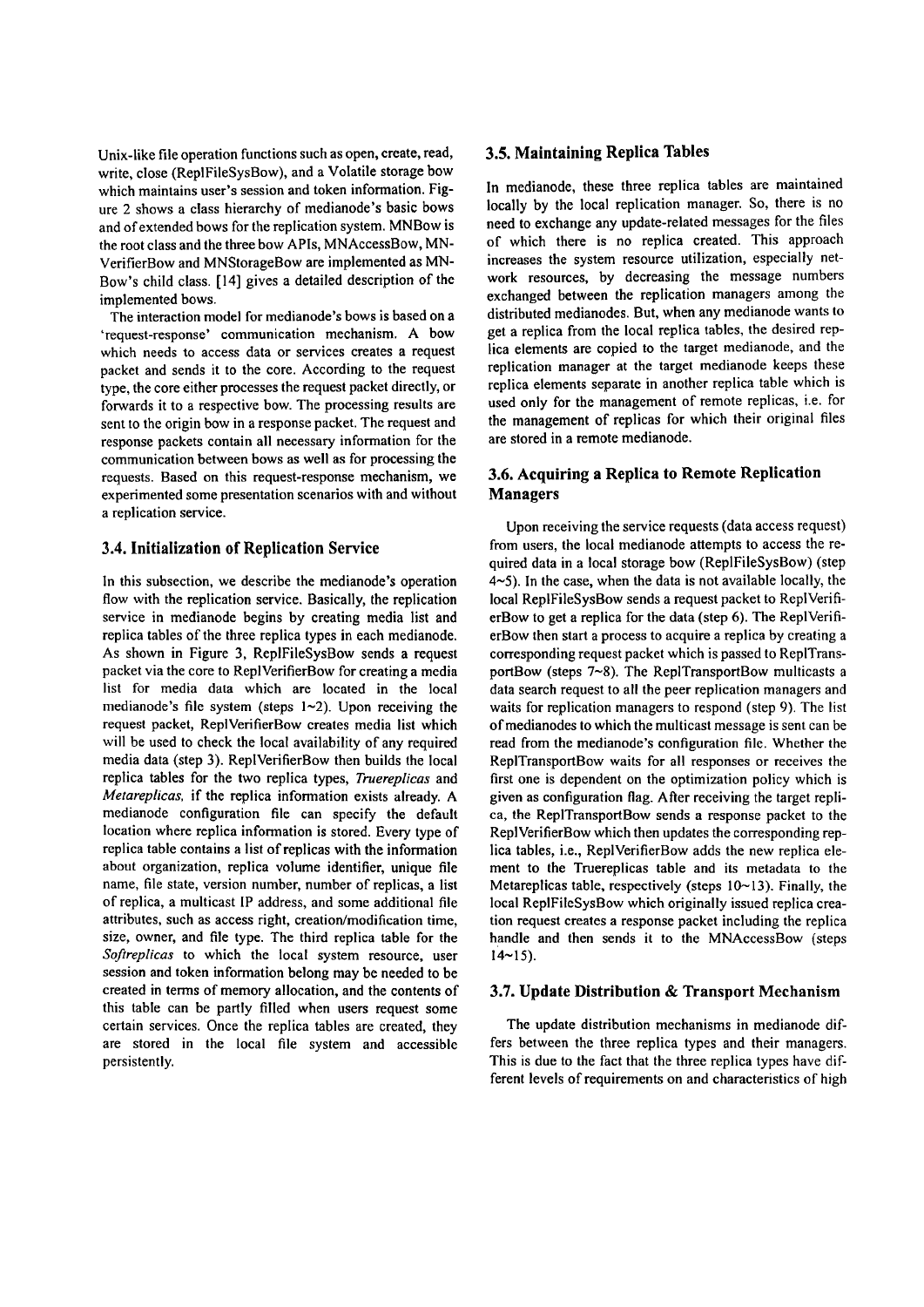Unix-like file operation functions such as open, create, read, write, close (ReplFileSysBow), and a Volatile storage bow which maintains user's session and token information. Figure 2 shows a class hierarchy of medianode's basic bows and of extended bows for the replication system. MNBow is the root class and the three bow APIs, MNAccessBow, MNVerifierBow and MNStorageBow are implemented as MNBow's child class. [14] gives a detailed description of the implemented bows.

The interaction model for medianode's bows is based on a 'request-response' communication mechanism. A bow which needs to access data or services creates a request packet and sends it to the core. According to the request type, the core either processes the request packet directly, or forwards it to a respective bow. The processing results are sent to the origin bow in a response packet. The request and response packets contain all necessary information for the communication between bows as well as for processing the requests. Based on this request-response mechanism, we experimented some presentation scenarios with and without a replication service.

### 3.4. Initialization of Replication Service

In this subsection, we describe the medianode's operation flow with the replication service. Basically, the replication service in medianode begins by creating media list and replica tables of the three replica types in each medianode. As shown in Figure 3, ReplFileSysBow sends a request packet via the core to ReplVerifierBow for creating a media list for media data which are located in the local medianode's file system (steps 1~2). Upon receiving the request packet, ReplVerifierBow creates media list which will be used to check the local availability of any required media data (step 3). ReplVerifierBow then builds the local replica tables for the two replica types, *Truereplicas* and *Metareplicas*, if the replica information exists already. A medianode configuration file can specify the default location where replica information is stored. Every type of replica table contains a list of replicas with the information about organization, replica volume identifier, unique file name, file state, version number, number of replicas, a list of replica, a multicast IP address, and some additional file attributes, such as access right, creation/modification time, size, owner, and file type. The third replica table for the *Softreplicas* to which the local system resource, user session and token information belong may be needed to be created in terms of memory allocation, and the contents of this table can be partly filled when users request some certain services. Once the replica tables are created, they are stored in the local file system and accessible persistently.

### 3.5. Maintaining Replica Tables

In medianode, these three replica tables are maintained locally by the local replication manager. So, there is no need to exchange any update-related messages for the files of which there is no replica created. This approach increases the system resource utilization, especially network resources, by decreasing the message numbers exchanged between the replication managers among the distributed medianodes. But, when any medianode wants to get a replica from the local replica tables, the desired replica elements are copied to the target medianode, and the replication manager at the target medianode keeps these replica elements separate in another replica table which is used only for the management of remote replicas, i.e. for the management of replicas for which their original files are stored in a remote medianode.

### 3.6. Acquiring a Replica to Remote Replication Managers

Upon receiving the service requests (data access request) from users, the local medianode attempts to access the required data in a local storage bow (ReplFileSysBow) (step 4~5). In the case, when the data is not available locally, the local ReplFileSysBow sends a request packet to ReplVerifierBow to get a replica for the data (step 6). The ReplVerifierBow then start a process to acquire a replica by creating a corresponding request packet which is passed to ReplTransportBow (steps 7~8). The ReplTransportBow multicasts a data search request to all the peer replication managers and waits for replication managers to respond (step 9). The list of medianodes to which the multicast message is sent can be read from the medianode's configuration file. Whether the ReplTransportBow waits for all responses or receives the first one is dependent on the optimization policy which is given as configuration flag. After receiving the target replica, the ReplTransportBow sends a response packet to the ReplVerifierBow which then updates the corresponding replica tables, i.e., ReplVerifierBow adds the new replica element to the Truereplicas table and its metadata to the Metareplicas table, respectively (steps 10~13). Finally, the local ReplFileSysBow which originally issued replica creation request creates a response packet including the replica handle and then sends it to the MNAccessBow (steps 14~15).

### 3.7. Update Distribution & Transport Mechanism

The update distribution mechanisms in medianode differs between the three replica types and their managers. This is due to the fact that the three replica types have different levels of requirements on and characteristics of high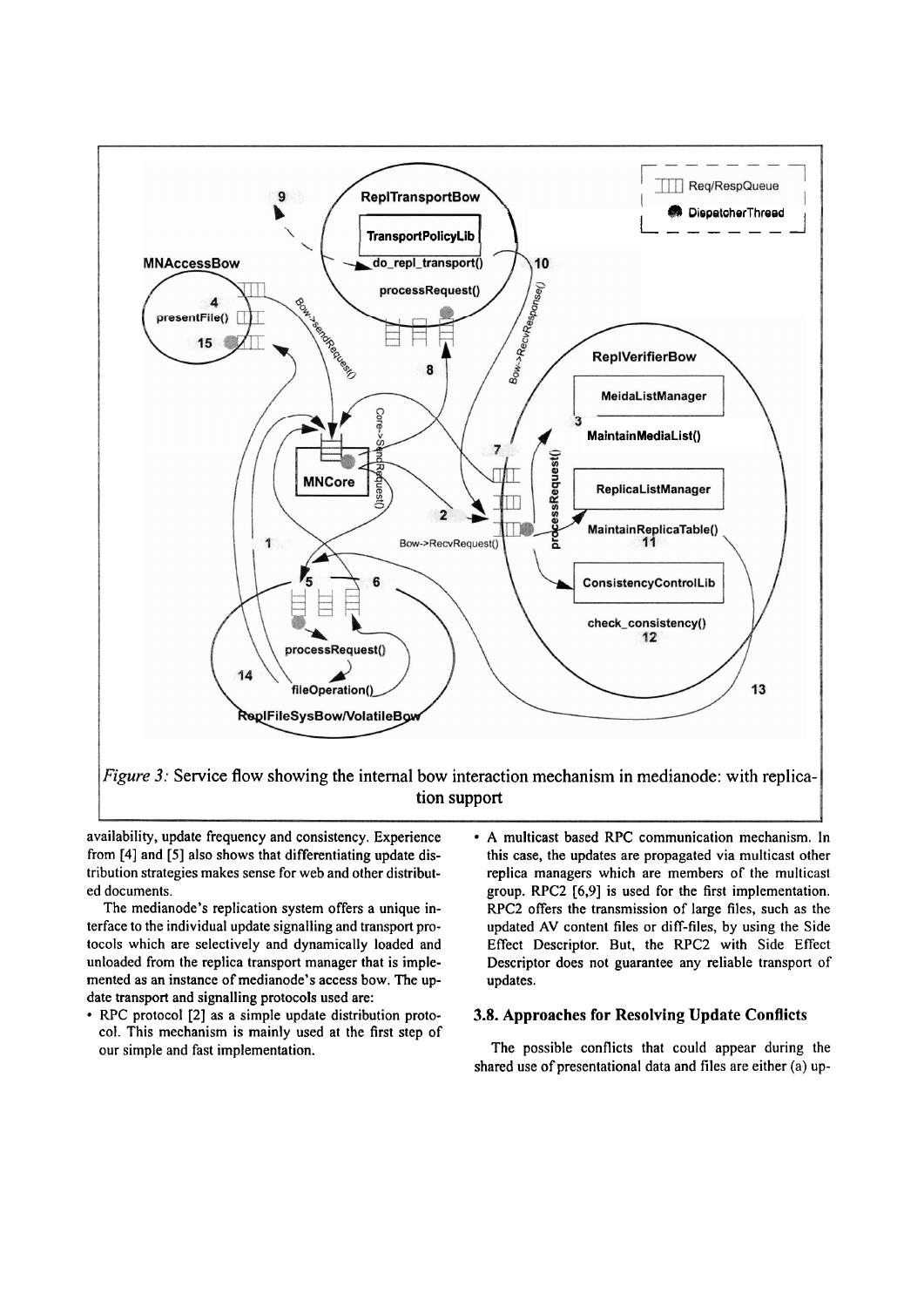*Figure 3:* Service flow showing the internal bow interaction mechanism in medianode: with replication support

availability, update frequency and consistency. Experience from [4] and [5] also shows that differentiating update distribution strategies makes sense for web and other distributed documents.

The medianode's replication system offers a unique interface to the individual update signalling and transport protocols which are selectively and dynamically loaded and unloaded from the replica transport manager that is implemented as an instance of medianode's access bow. The update transport and signalling protocols used are:

- RPC protocol [2] as a simple update distribution protocol. This mechanism is mainly used at the first step of our simple and fast implementation.
- A multicast based RPC communication mechanism. In this case, the updates are propagated via multicast other replica managers which are members of the multicast group. RPC2 [6,9] is used for the first implementation. RPC2 offers the transmission of large files, such as the updated AV content files or diff-files, by using the Side Effect Descriptor. But, the RPC2 with Side Effect Descriptor does not guarantee any reliable transport of updates.

### 3.8. Approaches for Resolving Update Conflicts

The possible conflicts that could appear during the shared use of presentational data and files are either (a) up-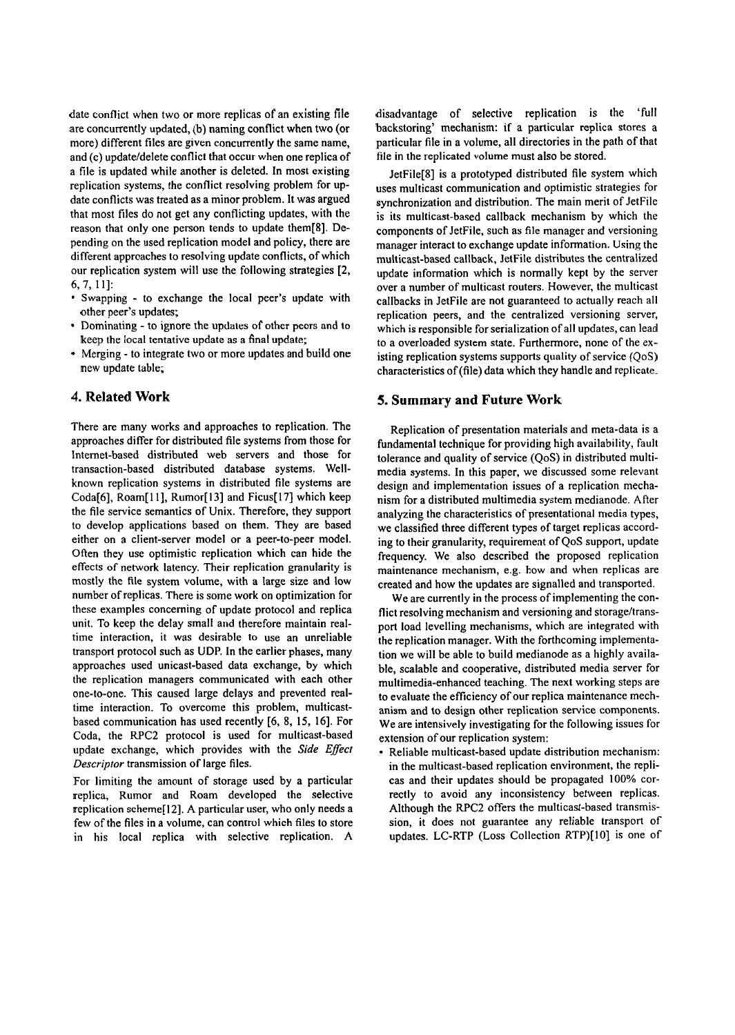date conflict when two or more replicas of an existing file are concurrently updated, (b) naming conflict when two (or more) different files are given concurrently the same name, and (c) update/delete conflict that occur when one replica of a file is updated while another is deleted. In most existing replication systems, the conflict resolving problem for update conflicts was treated as a minor problem. It was argued that most files do not get any conflicting updates, with the reason that only one person tends to update them[8]. Depending on the used replication model and policy, there are different approaches to resolving update conflicts, of which our replication system will use the following strategies [2, 6, 7, 11]:

- Swapping - to exchange the local peer's update with other peer's updates;
- Dominating - to ignore the updates of other peers and to keep the local tentative update as a final update;
- Merging - to integrate two or more updates and build one new update table;

## 4. Related Work

There are many works and approaches to replication. The approaches differ for distributed file systems from those for Internet-based distributed web servers and those for transaction-based distributed database systems. Well-known replication systems in distributed file systems are Coda[6], Roam[11], Rumor[13] and Ficus[17] which keep the file service semantics of Unix. Therefore, they support to develop applications based on them. They are based either on a client-server model or a peer-to-peer model. Often they use optimistic replication which can hide the effects of network latency. Their replication granularity is mostly the file system volume, with a large size and low number of replicas. There is some work on optimization for these examples concerning of update protocol and replica unit. To keep the delay small and therefore maintain real-time interaction, it was desirable to use an unreliable transport protocol such as UDP. In the earlier phases, many approaches used unicast-based data exchange, by which the replication managers communicated with each other one-to-one. This caused large delays and prevented real-time interaction. To overcome this problem, multicast-based communication has used recently [6, 8, 15, 16]. For Coda, the RPC2 protocol is used for multicast-based update exchange, which provides with the *Side Effect Descriptor* transmission of large files.

For limiting the amount of storage used by a particular replica, Rumor and Roam developed the selective replication scheme[12]. A particular user, who only needs a few of the files in a volume, can control which files to store in his local replica with selective replication. A disadvantage of selective replication is the 'full backstoring' mechanism: if a particular replica stores a particular file in a volume, all directories in the path of that file in the replicated volume must also be stored.

JetFile[8] is a prototyped distributed file system which uses multicast communication and optimistic strategies for synchronization and distribution. The main merit of JetFile is its multicast-based callback mechanism by which the components of JetFile, such as file manager and versioning manager interact to exchange update information. Using the multicast-based callback, JetFile distributes the centralized update information which is normally kept by the server over a number of multicast routers. However, the multicast callbacks in JetFile are not guaranteed to actually reach all replication peers, and the centralized versioning server, which is responsible for serialization of all updates, can lead to a overloaded system state. Furthermore, none of the existing replication systems supports quality of service (QoS) characteristics of (file) data which they handle and replicate.

## 5. Summary and Future Work

Replication of presentation materials and meta-data is a fundamental technique for providing high availability, fault tolerance and quality of service (QoS) in distributed multimedia systems. In this paper, we discussed some relevant design and implementation issues of a replication mechanism for a distributed multimedia system medianode. After analyzing the characteristics of presentational media types, we classified three different types of target replicas according to their granularity, requirement of QoS support, update frequency. We also described the proposed replication maintenance mechanism, e.g. how and when replicas are created and how the updates are signalled and transported.

We are currently in the process of implementing the conflict resolving mechanism and versioning and storage/transport load levelling mechanisms, which are integrated with the replication manager. With the forthcoming implementation we will be able to build medianode as a highly available, scalable and cooperative, distributed media server for multimedia-enhanced teaching. The next working steps are to evaluate the efficiency of our replica maintenance mechanism and to design other replication service components. We are intensively investigating for the following issues for extension of our replication system:

- Reliable multicast-based update distribution mechanism: in the multicast-based replication environment, the replicas and their updates should be propagated 100% correctly to avoid any inconsistency between replicas. Although the RPC2 offers the multicast-based transmission, it does not guarantee any reliable transport of updates. LC-RTP (Loss Collection RTP)[10] is one of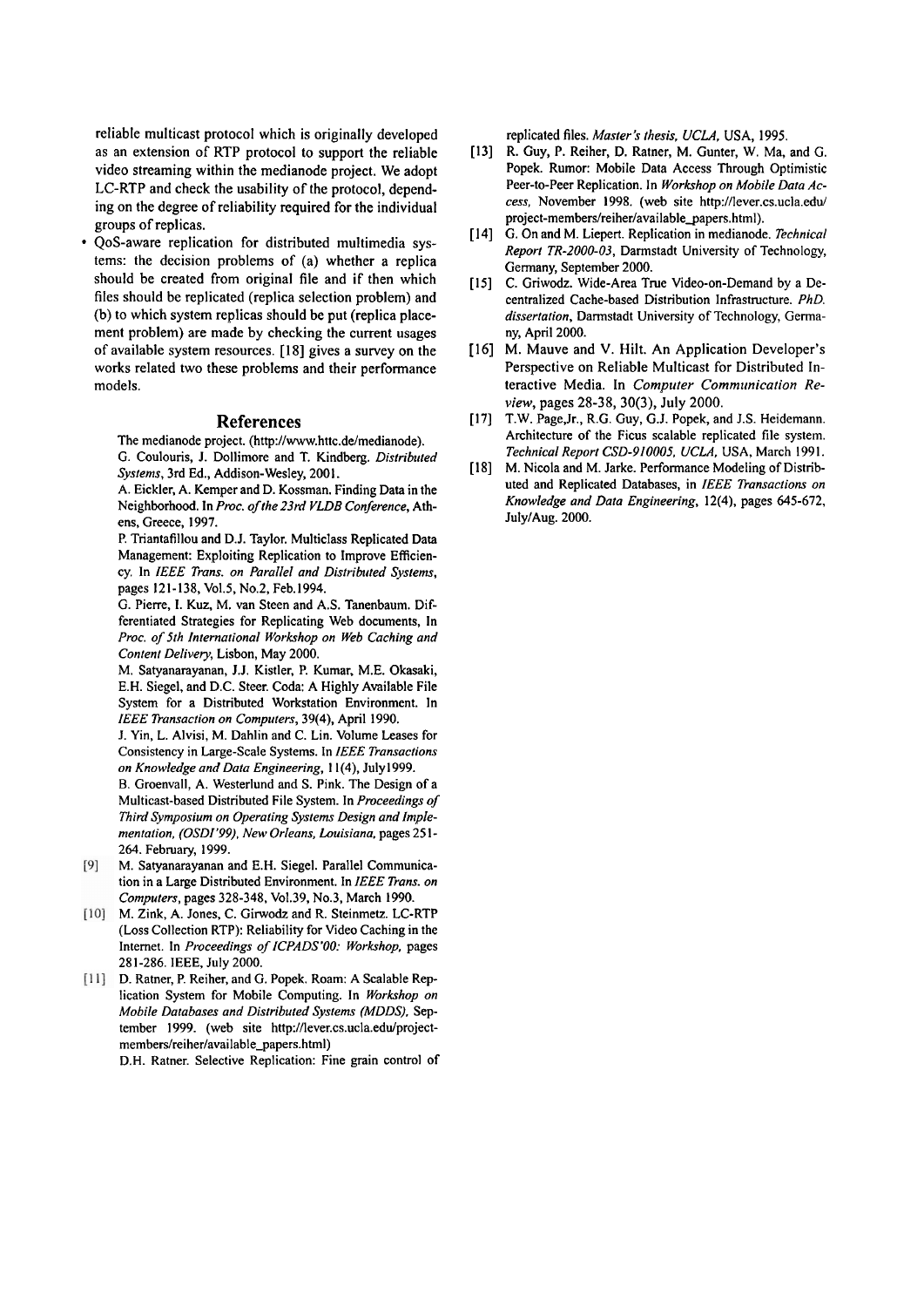reliable multicast protocol which is originally developed as an extension of RTP protocol to support the reliable video streaming within the medianode project. We adopt LC-RTP and check the usability of the protocol, depending on the degree of reliability required for the individual groups of replicas.

- QoS-aware replication for distributed multimedia systems: the decision problems of (a) whether a replica should be created from original file and if then which files should be replicated (replica selection problem) and (b) to which system replicas should be put (replica placement problem) are made by checking the current usages of available system resources. [18] gives a survey on the works related two these problems and their performance models.

## References

The medianode project. (http://www.httc.de/medianode).

G. Coulouris, J. Dollimore and T. Kindberg. *Distributed Systems*, 3rd Ed., Addison-Wesley, 2001.

A. Eickler, A. Kemper and D. Kossman. Finding Data in the Neighborhood. In *Proc. of the 23rd VLDB Conference*, Athens, Greece, 1997.

P. Triantafillou and D.J. Taylor. Multiclass Replicated Data Management: Exploiting Replication to Improve Efficiency. In *IEEE Trans. on Parallel and Distributed Systems*, pages 121-138, Vol.5, No.2, Feb.1994.

G. Pierre, I. Kuz, M. van Steen and A.S. Tanenbaum. Differentiated Strategies for Replicating Web documents, In *Proc. of 5th International Workshop on Web Caching and Content Delivery*, Lisbon, May 2000.

M. Satyanarayanan, J.J. Kistler, P. Kumar, M.E. Okasaki, E.H. Siegel, and D.C. Steer. Coda: A Highly Available File System for a Distributed Workstation Environment. In *IEEE Transaction on Computers*, 39(4), April 1990.

J. Yin, L. Alvisi, M. Dahlin and C. Lin. Volume Leases for Consistency in Large-Scale Systems. In *IEEE Transactions on Knowledge and Data Engineering*, 11(4), July1999.

B. Groenvall, A. Westerlund and S. Pink. The Design of a Multicast-based Distributed File System. In *Proceedings of Third Symposium on Operating Systems Design and Implementation, (OSDI'99), New Orleans, Louisiana*, pages 251-264. February, 1999.

[9] M. Satyanarayanan and E.H. Siegel. Parallel Communication in a Large Distributed Environment. In *IEEE Trans. on Computers*, pages 328-348, Vol.39, No.3, March 1990.

[10] M. Zink, A. Jones, C. Girwodz and R. Steinmetz. LC-RTP (Loss Collection RTP): Reliability for Video Caching in the Internet. In *Proceedings of ICPADS'00: Workshop*, pages 281-286. IEEE, July 2000.

[11] D. Ratner, P. Reiher, and G. Popek. Roam: A Scalable Replication System for Mobile Computing. In *Workshop on Mobile Databases and Distributed Systems (MDDS)*, September 1999. (web site http://lever.cs.ucla.edu/project-members/reiher/available_papers.html)

D.H. Ratner. Selective Replication: Fine grain control of replicated files. *Master's thesis, UCLA*, USA, 1995.

[13] R. Guy, P. Reiher, D. Ratner, M. Gunter, W. Ma, and G. Popek. Rumor: Mobile Data Access Through Optimistic Peer-to-Peer Replication. In *Workshop on Mobile Data Access*, November 1998. (web site http://lever.cs.ucla.edu/project-members/reiher/available_papers.html).

[14] G. On and M. Liepert. Replication in medianode. *Technical Report TR-2000-03*, Darmstadt University of Technology, Germany, September 2000.

[15] C. Griwodz. Wide-Area True Video-on-Demand by a Decentralized Cache-based Distribution Infrastructure. *PhD. dissertation*, Darmstadt University of Technology, Germany, April 2000.

[16] M. Mauve and V. Hilt. An Application Developer's Perspective on Reliable Multicast for Distributed Interactive Media. In *Computer Communication Review*, pages 28-38, 30(3), July 2000.

[17] T.W. Page,Jr., R.G. Guy, G.J. Popek, and J.S. Heidemann. Architecture of the Ficus scalable replicated file system. *Technical Report CSD-910005, UCLA*, USA, March 1991.

[18] M. Nicola and M. Jarke. Performance Modeling of Distributed and Replicated Databases, in *IEEE Transactions on Knowledge and Data Engineering*, 12(4), pages 645-672, July/Aug. 2000.